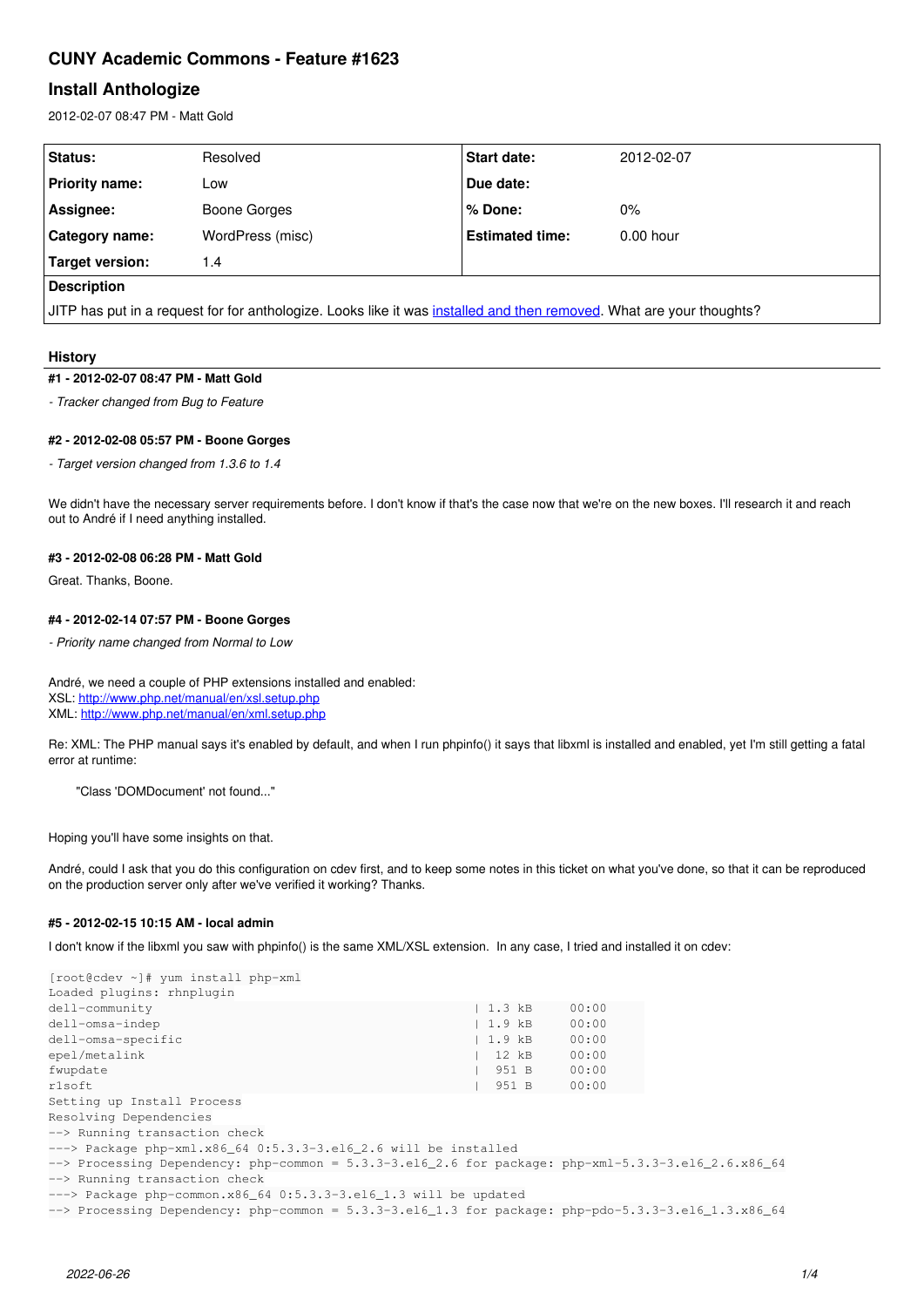# CUNY Academic Commons - Feature #1623

## Install Anthologize

2012-02-07 08:47 PM - Matt Gold

| Status: | Resolved | Start date: | 2012-02-07 |
|---|---|---|---|
| Priority name: | Low | Due date: | |
| Assignee: | Boone Gorges | % Done: | 0% |
| Category name: | WordPress (misc) | Estimated time: | 0.00 hour |
| Target version: | 1.4 | | |

**Description**

JITP has put in a request for for anthologize. Looks like it was installed and then removed. What are your thoughts?

### History

#### #1 - 2012-02-07 08:47 PM - Matt Gold

*- Tracker changed from Bug to Feature*

#### #2 - 2012-02-08 05:57 PM - Boone Gorges

*- Target version changed from 1.3.6 to 1.4*

We didn't have the necessary server requirements before. I don't know if that's the case now that we're on the new boxes. I'll research it and reach out to André if I need anything installed.

#### #3 - 2012-02-08 06:28 PM - Matt Gold

Great. Thanks, Boone.

#### #4 - 2012-02-14 07:57 PM - Boone Gorges

*- Priority name changed from Normal to Low*

André, we need a couple of PHP extensions installed and enabled:
XSL: http://www.php.net/manual/en/xsl.setup.php
XML: http://www.php.net/manual/en/xml.setup.php

Re: XML: The PHP manual says it's enabled by default, and when I run phpinfo() it says that libxml is installed and enabled, yet I'm still getting a fatal error at runtime:

> "Class 'DOMDocument' not found..."

Hoping you'll have some insights on that.

André, could I ask that you do this configuration on cdev first, and to keep some notes in this ticket on what you've done, so that it can be reproduced on the production server only after we've verified it working? Thanks.

#### #5 - 2012-02-15 10:15 AM - local admin

I don't know if the libxml you saw with phpinfo() is the same XML/XSL extension. In any case, I tried and installed it on cdev:

```
[root@cdev ~]# yum install php-xml
Loaded plugins: rhnplugin
dell-community                                                   | 1.3 kB     00:00
dell-omsa-indep                                                  | 1.9 kB     00:00
dell-omsa-specific                                               | 1.9 kB     00:00
epel/metalink                                                    |  12 kB     00:00
fwupdate                                                         |  951 B     00:00
r1soft                                                           |  951 B     00:00
Setting up Install Process
Resolving Dependencies
--> Running transaction check
---> Package php-xml.x86_64 0:5.3.3-3.el6_2.6 will be installed
--> Processing Dependency: php-common = 5.3.3-3.el6_2.6 for package: php-xml-5.3.3-3.el6_2.6.x86_64
--> Running transaction check
---> Package php-common.x86_64 0:5.3.3-3.el6_1.3 will be updated
--> Processing Dependency: php-common = 5.3.3-3.el6_1.3 for package: php-pdo-5.3.3-3.el6_1.3.x86_64
```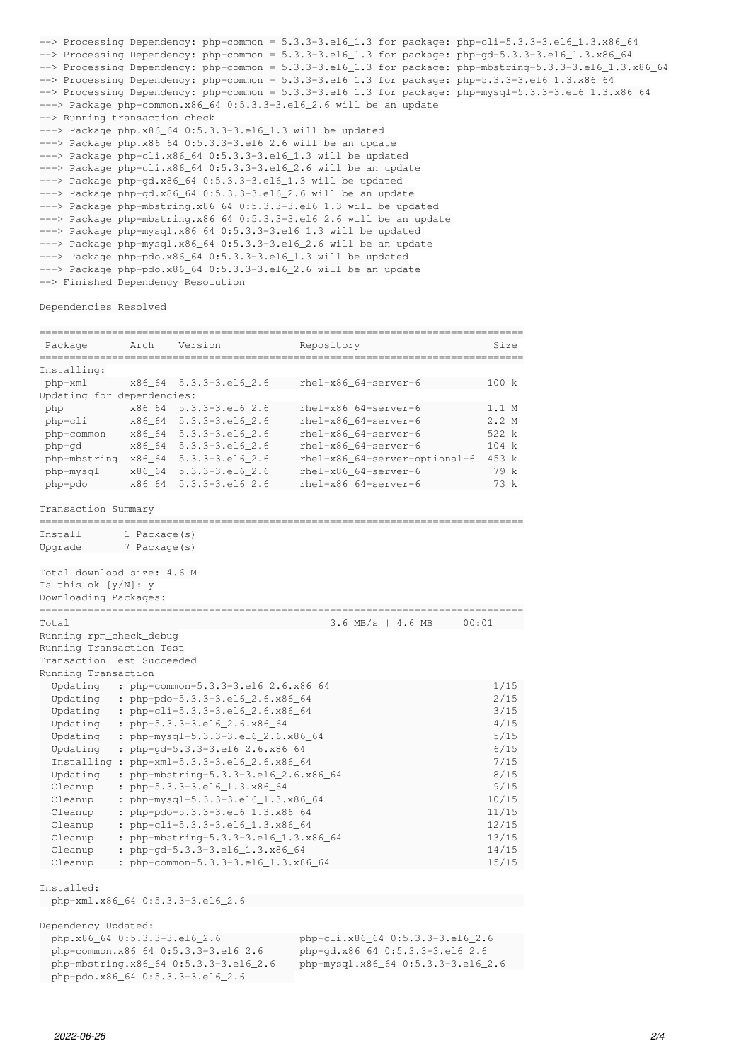```
--> Processing Dependency: php-common = 5.3.3-3.el6_1.3 for package: php-cli-5.3.3-3.el6_1.3.x86_64
--> Processing Dependency: php-common = 5.3.3-3.el6_1.3 for package: php-gd-5.3.3-3.el6_1.3.x86_64
--> Processing Dependency: php-common = 5.3.3-3.el6_1.3 for package: php-mbstring-5.3.3-3.el6_1.3.x86_64
--> Processing Dependency: php-common = 5.3.3-3.el6_1.3 for package: php-5.3.3-3.el6_1.3.x86_64
--> Processing Dependency: php-common = 5.3.3-3.el6_1.3 for package: php-mysql-5.3.3-3.el6_1.3.x86_64
---> Package php-common.x86_64 0:5.3.3-3.el6_2.6 will be an update
--> Running transaction check
---> Package php.x86_64 0:5.3.3-3.el6_1.3 will be updated
---> Package php.x86_64 0:5.3.3-3.el6_2.6 will be an update
---> Package php-cli.x86_64 0:5.3.3-3.el6_1.3 will be updated
---> Package php-cli.x86_64 0:5.3.3-3.el6_2.6 will be an update
---> Package php-gd.x86_64 0:5.3.3-3.el6_1.3 will be updated
---> Package php-gd.x86_64 0:5.3.3-3.el6_2.6 will be an update
---> Package php-mbstring.x86_64 0:5.3.3-3.el6_1.3 will be updated
---> Package php-mbstring.x86_64 0:5.3.3-3.el6_2.6 will be an update
---> Package php-mysql.x86_64 0:5.3.3-3.el6_1.3 will be updated
---> Package php-mysql.x86_64 0:5.3.3-3.el6_2.6 will be an update
---> Package php-pdo.x86_64 0:5.3.3-3.el6_1.3 will be updated
---> Package php-pdo.x86_64 0:5.3.3-3.el6_2.6 will be an update
--> Finished Dependency Resolution

Dependencies Resolved

================================================================================
 Package       Arch    Version              Repository                    Size
================================================================================
Installing:
 php-xml       x86_64  5.3.3-3.el6_2.6      rhel-x86_64-server-6          100 k
Updating for dependencies:
 php           x86_64  5.3.3-3.el6_2.6      rhel-x86_64-server-6          1.1 M
 php-cli       x86_64  5.3.3-3.el6_2.6      rhel-x86_64-server-6          2.2 M
 php-common    x86_64  5.3.3-3.el6_2.6      rhel-x86_64-server-6          522 k
 php-gd        x86_64  5.3.3-3.el6_2.6      rhel-x86_64-server-6          104 k
 php-mbstring  x86_64  5.3.3-3.el6_2.6      rhel-x86_64-server-optional-6 453 k
 php-mysql     x86_64  5.3.3-3.el6_2.6      rhel-x86_64-server-6           79 k
 php-pdo       x86_64  5.3.3-3.el6_2.6      rhel-x86_64-server-6           73 k

Transaction Summary
================================================================================
Install       1 Package(s)
Upgrade       7 Package(s)

Total download size: 4.6 M
Is this ok [y/N]: y
Downloading Packages:
--------------------------------------------------------------------------------
Total                                           3.6 MB/s | 4.6 MB     00:01
Running rpm_check_debug
Running Transaction Test
Transaction Test Succeeded
Running Transaction
  Updating   : php-common-5.3.3-3.el6_2.6.x86_64                           1/15
  Updating   : php-pdo-5.3.3-3.el6_2.6.x86_64                              2/15
  Updating   : php-cli-5.3.3-3.el6_2.6.x86_64                              3/15
  Updating   : php-5.3.3-3.el6_2.6.x86_64                                  4/15
  Updating   : php-mysql-5.3.3-3.el6_2.6.x86_64                            5/15
  Updating   : php-gd-5.3.3-3.el6_2.6.x86_64                               6/15
  Installing : php-xml-5.3.3-3.el6_2.6.x86_64                              7/15
  Updating   : php-mbstring-5.3.3-3.el6_2.6.x86_64                         8/15
  Cleanup    : php-5.3.3-3.el6_1.3.x86_64                                  9/15
  Cleanup    : php-mysql-5.3.3-3.el6_1.3.x86_64                           10/15
  Cleanup    : php-pdo-5.3.3-3.el6_1.3.x86_64                             11/15
  Cleanup    : php-cli-5.3.3-3.el6_1.3.x86_64                             12/15
  Cleanup    : php-mbstring-5.3.3-3.el6_1.3.x86_64                        13/15
  Cleanup    : php-gd-5.3.3-3.el6_1.3.x86_64                              14/15
  Cleanup    : php-common-5.3.3-3.el6_1.3.x86_64                          15/15

Installed:
  php-xml.x86_64 0:5.3.3-3.el6_2.6

Dependency Updated:
  php.x86_64 0:5.3.3-3.el6_2.6                php-cli.x86_64 0:5.3.3-3.el6_2.6
  php-common.x86_64 0:5.3.3-3.el6_2.6         php-gd.x86_64 0:5.3.3-3.el6_2.6
  php-mbstring.x86_64 0:5.3.3-3.el6_2.6       php-mysql.x86_64 0:5.3.3-3.el6_2.6
  php-pdo.x86_64 0:5.3.3-3.el6_2.6
```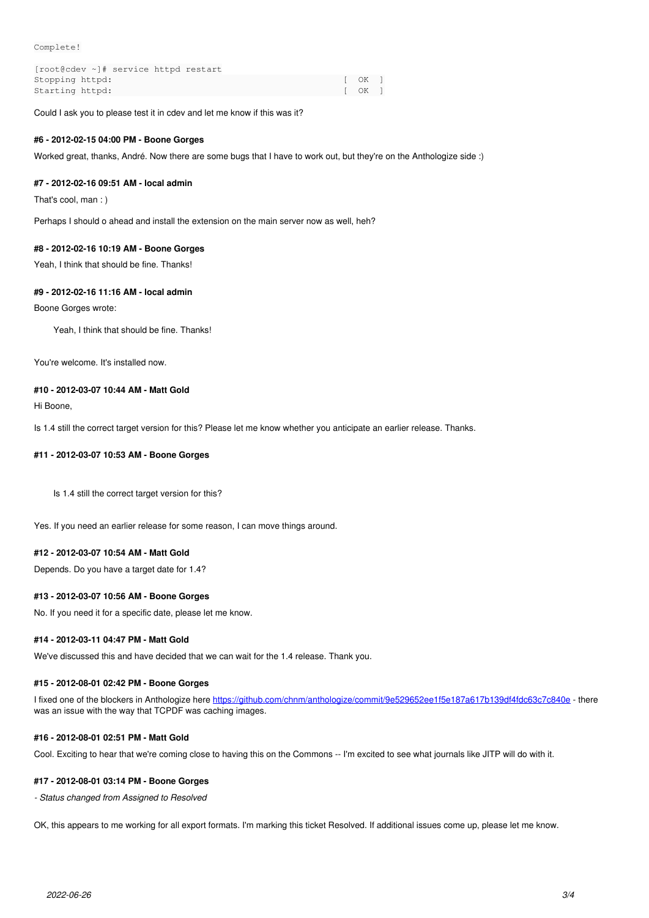```
Complete!

[root@cdev ~]# service httpd restart
Stopping httpd:                                            [  OK  ]
Starting httpd:                                            [  OK  ]
```

Could I ask you to please test it in cdev and let me know if this was it?

#### #6 - 2012-02-15 04:00 PM - Boone Gorges

Worked great, thanks, André. Now there are some bugs that I have to work out, but they're on the Anthologize side :)

#### #7 - 2012-02-16 09:51 AM - local admin

That's cool, man : )

Perhaps I should o ahead and install the extension on the main server now as well, heh?

#### #8 - 2012-02-16 10:19 AM - Boone Gorges

Yeah, I think that should be fine. Thanks!

#### #9 - 2012-02-16 11:16 AM - local admin

Boone Gorges wrote:

> Yeah, I think that should be fine. Thanks!

You're welcome. It's installed now.

#### #10 - 2012-03-07 10:44 AM - Matt Gold

Hi Boone,

Is 1.4 still the correct target version for this? Please let me know whether you anticipate an earlier release. Thanks.

#### #11 - 2012-03-07 10:53 AM - Boone Gorges

> Is 1.4 still the correct target version for this?

Yes. If you need an earlier release for some reason, I can move things around.

#### #12 - 2012-03-07 10:54 AM - Matt Gold

Depends. Do you have a target date for 1.4?

#### #13 - 2012-03-07 10:56 AM - Boone Gorges

No. If you need it for a specific date, please let me know.

#### #14 - 2012-03-11 04:47 PM - Matt Gold

We've discussed this and have decided that we can wait for the 1.4 release. Thank you.

#### #15 - 2012-08-01 02:42 PM - Boone Gorges

I fixed one of the blockers in Anthologize here https://github.com/chnm/anthologize/commit/9e529652ee1f5e187a617b139df4fdc63c7c840e - there was an issue with the way that TCPDF was caching images.

#### #16 - 2012-08-01 02:51 PM - Matt Gold

Cool. Exciting to hear that we're coming close to having this on the Commons -- I'm excited to see what journals like JITP will do with it.

#### #17 - 2012-08-01 03:14 PM - Boone Gorges

*- Status changed from Assigned to Resolved*

OK, this appears to me working for all export formats. I'm marking this ticket Resolved. If additional issues come up, please let me know.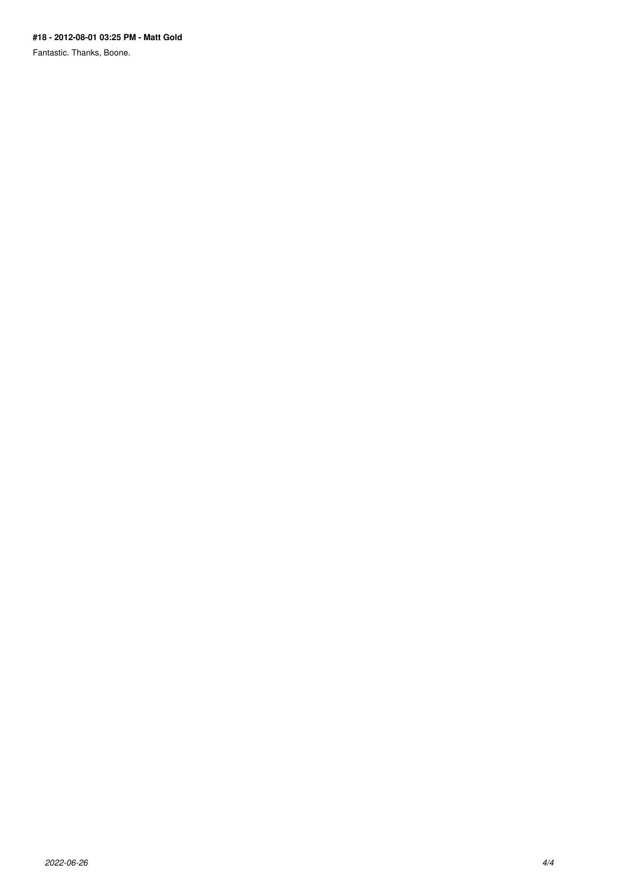**#18 - 2012-08-01 03:25 PM - Matt Gold**

Fantastic. Thanks, Boone.